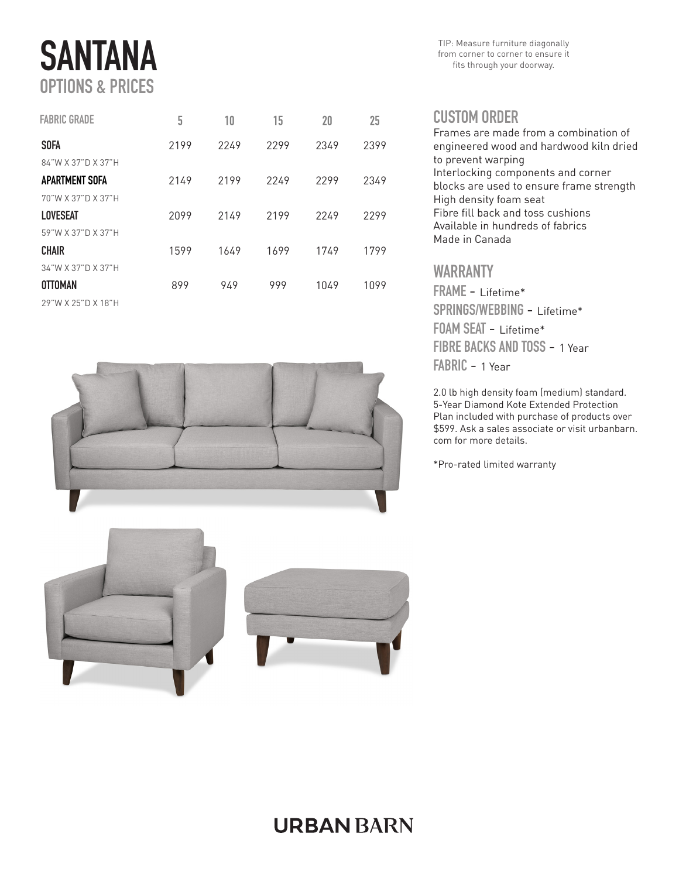# SANTANA
## OPTIONS & PRICES

| FABRIC GRADE | 5 | 10 | 15 | 20 | 25 |
|---|---|---|---|---|---|
| **SOFA**<br>84"W X 37"D X 37"H | 2199 | 2249 | 2299 | 2349 | 2399 |
| **APARTMENT SOFA**<br>70"W X 37"D X 37"H | 2149 | 2199 | 2249 | 2299 | 2349 |
| **LOVESEAT**<br>59"W X 37"D X 37"H | 2099 | 2149 | 2199 | 2249 | 2299 |
| **CHAIR**<br>34"W X 37"D X 37"H | 1599 | 1649 | 1699 | 1749 | 1799 |
| **OTTOMAN**<br>29"W X 25"D X 18"H | 899 | 949 | 999 | 1049 | 1099 |

TIP: Measure furniture diagonally from corner to corner to ensure it fits through your doorway.

## CUSTOM ORDER

Frames are made from a combination of engineered wood and hardwood kiln dried to prevent warping
Interlocking components and corner blocks are used to ensure frame strength
High density foam seat
Fibre fill back and toss cushions
Available in hundreds of fabrics
Made in Canada

## WARRANTY

**FRAME** - Lifetime*
**SPRINGS/WEBBING** - Lifetime*
**FOAM SEAT** - Lifetime*
**FIBRE BACKS AND TOSS** - 1 Year
**FABRIC** - 1 Year

2.0 lb high density foam (medium) standard. 5-Year Diamond Kote Extended Protection Plan included with purchase of products over $599. Ask a sales associate or visit urbanbarn.com for more details.

*Pro-rated limited warranty

URBAN BARN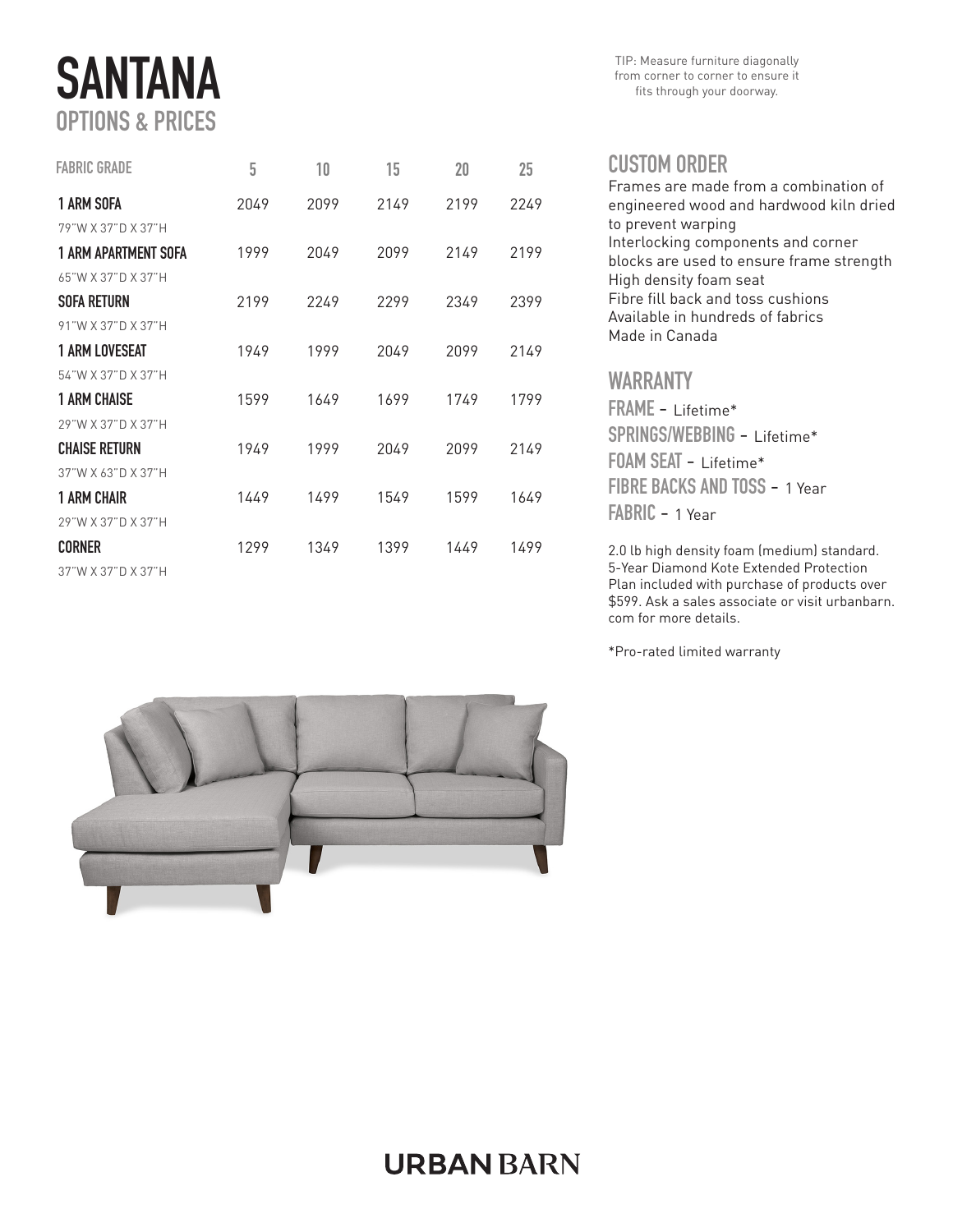# SANTANA

## OPTIONS & PRICES

TIP: Measure furniture diagonally from corner to corner to ensure it fits through your doorway.

| FABRIC GRADE | 5 | 10 | 15 | 20 | 25 |
|---|---|---|---|---|---|
| **1 ARM SOFA**<br>79"W X 37"D X 37"H | 2049 | 2099 | 2149 | 2199 | 2249 |
| **1 ARM APARTMENT SOFA**<br>65"W X 37"D X 37"H | 1999 | 2049 | 2099 | 2149 | 2199 |
| **SOFA RETURN**<br>91"W X 37"D X 37"H | 2199 | 2249 | 2299 | 2349 | 2399 |
| **1 ARM LOVESEAT**<br>54"W X 37"D X 37"H | 1949 | 1999 | 2049 | 2099 | 2149 |
| **1 ARM CHAISE**<br>29"W X 37"D X 37"H | 1599 | 1649 | 1699 | 1749 | 1799 |
| **CHAISE RETURN**<br>37"W X 63"D X 37"H | 1949 | 1999 | 2049 | 2099 | 2149 |
| **1 ARM CHAIR**<br>29"W X 37"D X 37"H | 1449 | 1499 | 1549 | 1599 | 1649 |
| **CORNER**<br>37"W X 37"D X 37"H | 1299 | 1349 | 1399 | 1449 | 1499 |

## CUSTOM ORDER

Frames are made from a combination of engineered wood and hardwood kiln dried to prevent warping
Interlocking components and corner blocks are used to ensure frame strength
High density foam seat
Fibre fill back and toss cushions
Available in hundreds of fabrics
Made in Canada

## WARRANTY

**FRAME** - Lifetime*
**SPRINGS/WEBBING** - Lifetime*
**FOAM SEAT** - Lifetime*
**FIBRE BACKS AND TOSS** - 1 Year
**FABRIC** - 1 Year

2.0 lb high density foam (medium) standard. 5-Year Diamond Kote Extended Protection Plan included with purchase of products over $599. Ask a sales associate or visit urbanbarn.com for more details.

*Pro-rated limited warranty

URBAN BARN